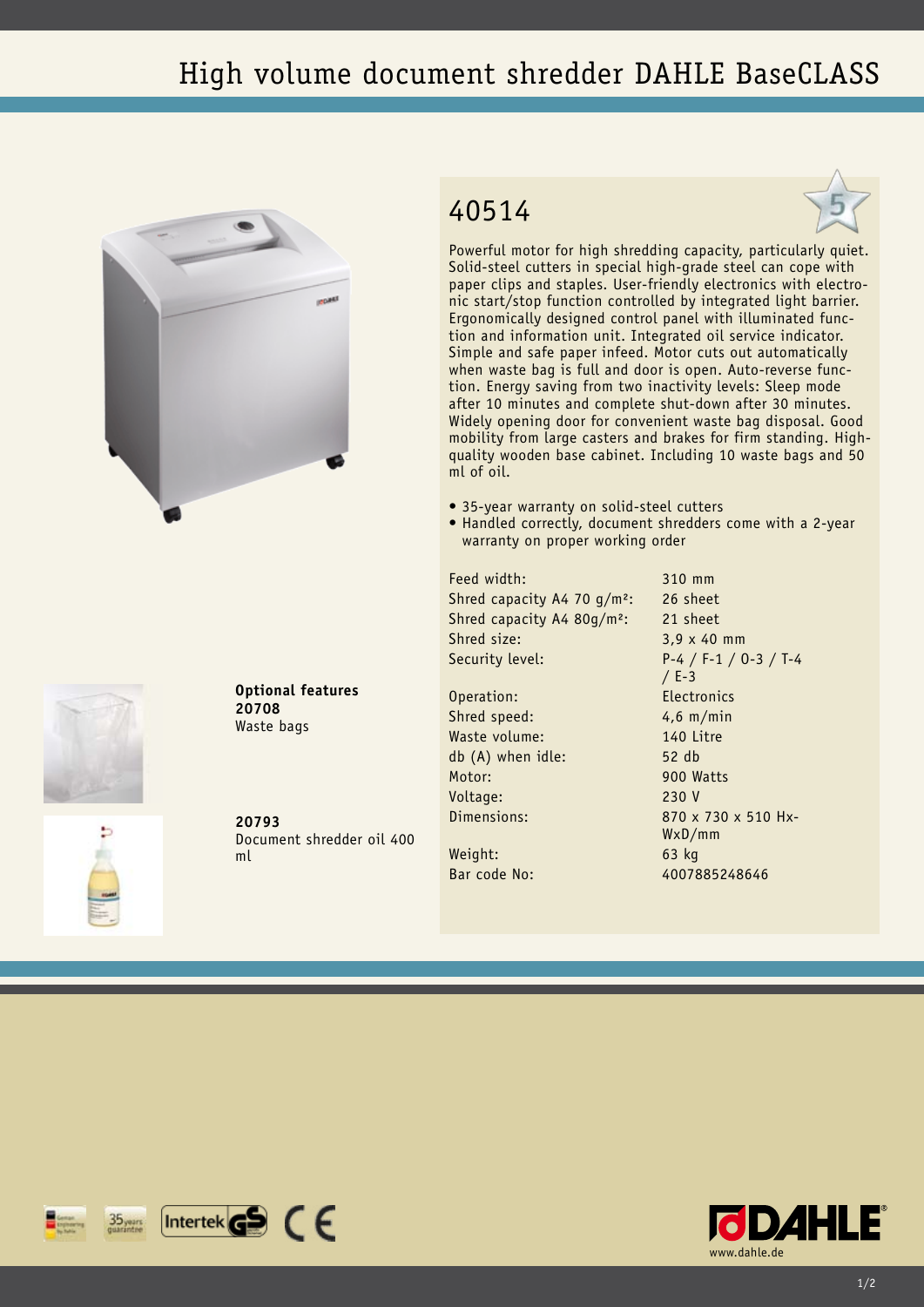# High volume document shredder DAHLE BaseCLASS

## 40514

Powerful motor for high shredding capacity, particularly quiet. Solid-steel cutters in special high-grade steel can cope with paper clips and staples. User-friendly electronics with electronic start/stop function controlled by integrated light barrier. Ergonomically designed control panel with illuminated function and information unit. Integrated oil service indicator. Simple and safe paper infeed. Motor cuts out automatically when waste bag is full and door is open. Auto-reverse function. Energy saving from two inactivity levels: Sleep mode after 10 minutes and complete shut-down after 30 minutes. Widely opening door for convenient waste bag disposal. Good mobility from large casters and brakes for firm standing. High-quality wooden base cabinet. Including 10 waste bags and 50 ml of oil.

- 35-year warranty on solid-steel cutters
- Handled correctly, document shredders come with a 2-year warranty on proper working order

| | |
|---|---|
| Feed width: | 310 mm |
| Shred capacity A4 70 g/m²: | 26 sheet |
| Shred capacity A4 80g/m²: | 21 sheet |
| Shred size: | 3,9 x 40 mm |
| Security level: | P-4 / F-1 / O-3 / T-4 / E-3 |
| Operation: | Electronics |
| Shred speed: | 4,6 m/min |
| Waste volume: | 140 Litre |
| db (A) when idle: | 52 db |
| Motor: | 900 Watts |
| Voltage: | 230 V |
| Dimensions: | 870 x 730 x 510 HxWxD/mm |
| Weight: | 63 kg |
| Bar code No: | 4007885248646 |

**Optional features**

**20708**
Waste bags

**20793**
Document shredder oil 400 ml

www.dahle.de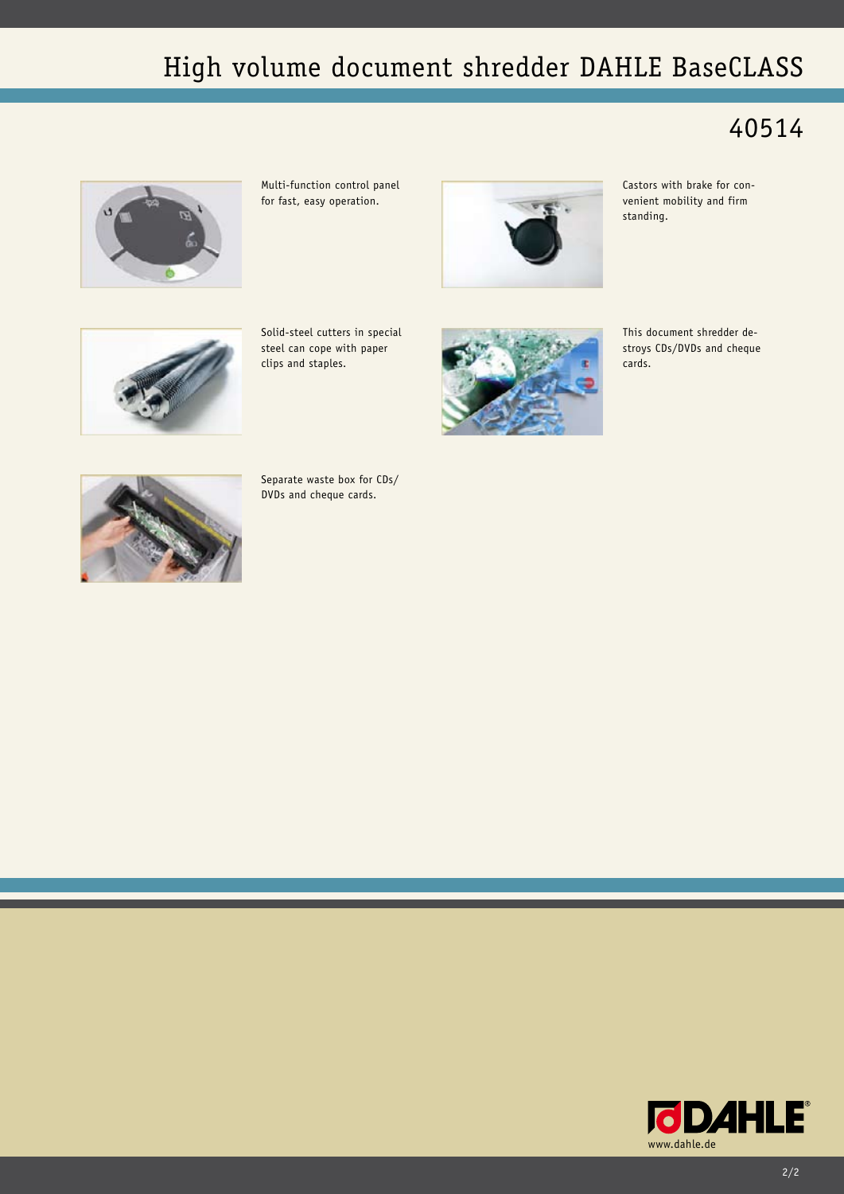# High volume document shredder DAHLE BaseCLASS

40514

Multi-function control panel for fast, easy operation.

Castors with brake for convenient mobility and firm standing.

Solid-steel cutters in special steel can cope with paper clips and staples.

This document shredder destroys CDs/DVDs and cheque cards.

Separate waste box for CDs/DVDs and cheque cards.

DAHLE
www.dahle.de